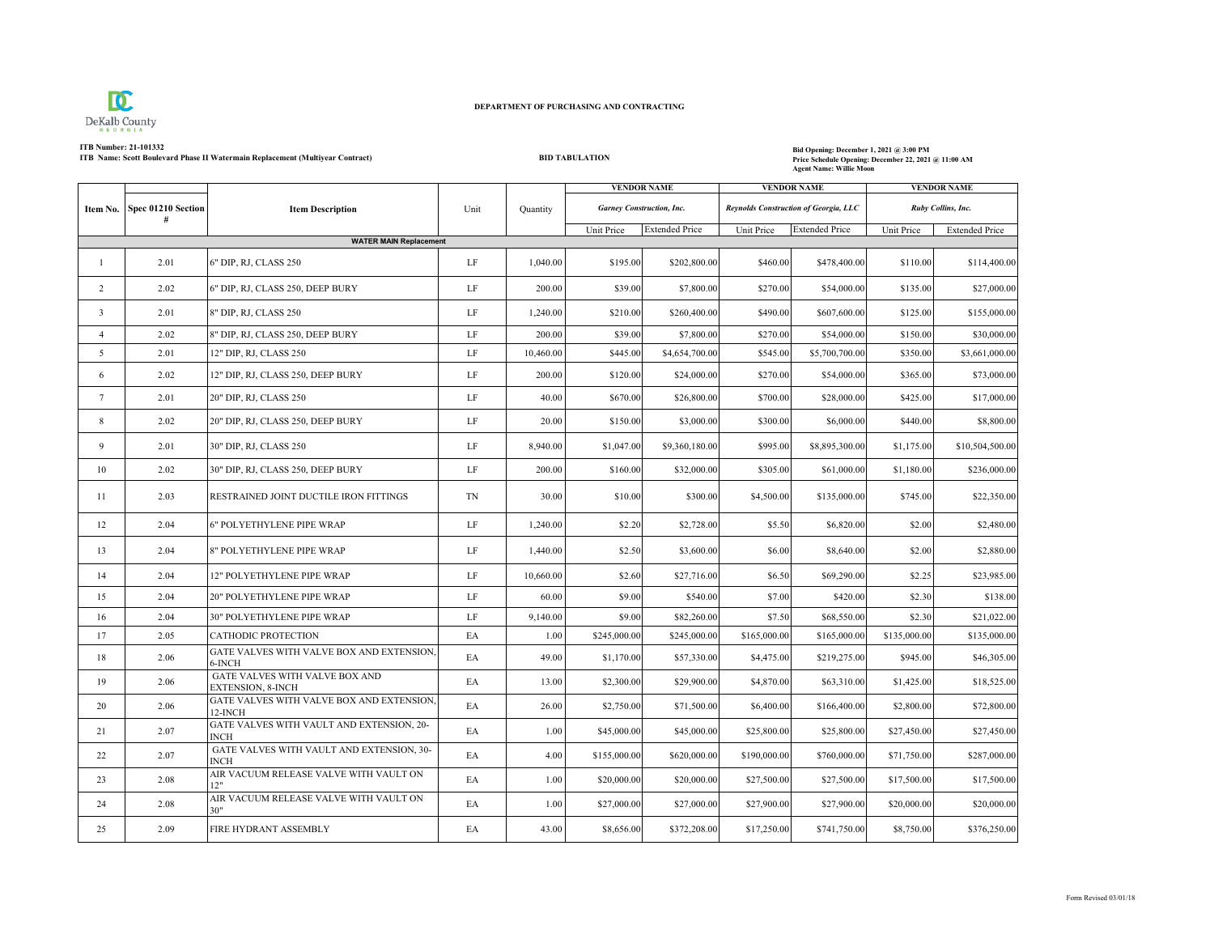DeKalb County GEORGIA

**DEPARTMENT OF PURCHASING AND CONTRACTING**

**ITB Number: 21-101332**
**ITB Name: Scott Boulevard Phase II Watermain Replacement (Multiyear Contract)**

**BID TABULATION**

**Bid Opening: December 1, 2021 @ 3:00 PM**
**Price Schedule Opening: December 22, 2021 @ 11:00 AM**
**Agent Name: Willie Moon**

| Item No. | Spec 01210 Section # | Item Description | Unit | Quantity | VENDOR NAME | | VENDOR NAME | | VENDOR NAME | |
|---|---|---|---|---|---|---|---|---|---|---|
| | | | | | *Garney Construction, Inc.* | | *Reynolds Construction of Georgia, LLC* | | *Ruby Collins, Inc.* | |
| | | | | | Unit Price | Extended Price | Unit Price | Extended Price | Unit Price | Extended Price |
| **WATER MAIN Replacement** | | | | | | | | | | |
| 1 | 2.01 | 6" DIP, RJ, CLASS 250 | LF | 1,040.00 | $195.00 | $202,800.00 | $460.00 | $478,400.00 | $110.00 | $114,400.00 |
| 2 | 2.02 | 6" DIP, RJ, CLASS 250, DEEP BURY | LF | 200.00 | $39.00 | $7,800.00 | $270.00 | $54,000.00 | $135.00 | $27,000.00 |
| 3 | 2.01 | 8" DIP, RJ, CLASS 250 | LF | 1,240.00 | $210.00 | $260,400.00 | $490.00 | $607,600.00 | $125.00 | $155,000.00 |
| 4 | 2.02 | 8" DIP, RJ, CLASS 250, DEEP BURY | LF | 200.00 | $39.00 | $7,800.00 | $270.00 | $54,000.00 | $150.00 | $30,000.00 |
| 5 | 2.01 | 12" DIP, RJ, CLASS 250 | LF | 10,460.00 | $445.00 | $4,654,700.00 | $545.00 | $5,700,700.00 | $350.00 | $3,661,000.00 |
| 6 | 2.02 | 12" DIP, RJ, CLASS 250, DEEP BURY | LF | 200.00 | $120.00 | $24,000.00 | $270.00 | $54,000.00 | $365.00 | $73,000.00 |
| 7 | 2.01 | 20" DIP, RJ, CLASS 250 | LF | 40.00 | $670.00 | $26,800.00 | $700.00 | $28,000.00 | $425.00 | $17,000.00 |
| 8 | 2.02 | 20" DIP, RJ, CLASS 250, DEEP BURY | LF | 20.00 | $150.00 | $3,000.00 | $300.00 | $6,000.00 | $440.00 | $8,800.00 |
| 9 | 2.01 | 30" DIP, RJ, CLASS 250 | LF | 8,940.00 | $1,047.00 | $9,360,180.00 | $995.00 | $8,895,300.00 | $1,175.00 | $10,504,500.00 |
| 10 | 2.02 | 30" DIP, RJ, CLASS 250, DEEP BURY | LF | 200.00 | $160.00 | $32,000.00 | $305.00 | $61,000.00 | $1,180.00 | $236,000.00 |
| 11 | 2.03 | RESTRAINED JOINT DUCTILE IRON FITTINGS | TN | 30.00 | $10.00 | $300.00 | $4,500.00 | $135,000.00 | $745.00 | $22,350.00 |
| 12 | 2.04 | 6" POLYETHYLENE PIPE WRAP | LF | 1,240.00 | $2.20 | $2,728.00 | $5.50 | $6,820.00 | $2.00 | $2,480.00 |
| 13 | 2.04 | 8" POLYETHYLENE PIPE WRAP | LF | 1,440.00 | $2.50 | $3,600.00 | $6.00 | $8,640.00 | $2.00 | $2,880.00 |
| 14 | 2.04 | 12" POLYETHYLENE PIPE WRAP | LF | 10,660.00 | $2.60 | $27,716.00 | $6.50 | $69,290.00 | $2.25 | $23,985.00 |
| 15 | 2.04 | 20" POLYETHYLENE PIPE WRAP | LF | 60.00 | $9.00 | $540.00 | $7.00 | $420.00 | $2.30 | $138.00 |
| 16 | 2.04 | 30" POLYETHYLENE PIPE WRAP | LF | 9,140.00 | $9.00 | $82,260.00 | $7.50 | $68,550.00 | $2.30 | $21,022.00 |
| 17 | 2.05 | CATHODIC PROTECTION | EA | 1.00 | $245,000.00 | $245,000.00 | $165,000.00 | $165,000.00 | $135,000.00 | $135,000.00 |
| 18 | 2.06 | GATE VALVES WITH VALVE BOX AND EXTENSION, 6-INCH | EA | 49.00 | $1,170.00 | $57,330.00 | $4,475.00 | $219,275.00 | $945.00 | $46,305.00 |
| 19 | 2.06 | GATE VALVES WITH VALVE BOX AND EXTENSION, 8-INCH | EA | 13.00 | $2,300.00 | $29,900.00 | $4,870.00 | $63,310.00 | $1,425.00 | $18,525.00 |
| 20 | 2.06 | GATE VALVES WITH VALVE BOX AND EXTENSION, 12-INCH | EA | 26.00 | $2,750.00 | $71,500.00 | $6,400.00 | $166,400.00 | $2,800.00 | $72,800.00 |
| 21 | 2.07 | GATE VALVES WITH VAULT AND EXTENSION, 20-INCH | EA | 1.00 | $45,000.00 | $45,000.00 | $25,800.00 | $25,800.00 | $27,450.00 | $27,450.00 |
| 22 | 2.07 | GATE VALVES WITH VAULT AND EXTENSION, 30-INCH | EA | 4.00 | $155,000.00 | $620,000.00 | $190,000.00 | $760,000.00 | $71,750.00 | $287,000.00 |
| 23 | 2.08 | AIR VACUUM RELEASE VALVE WITH VAULT ON 12" | EA | 1.00 | $20,000.00 | $20,000.00 | $27,500.00 | $27,500.00 | $17,500.00 | $17,500.00 |
| 24 | 2.08 | AIR VACUUM RELEASE VALVE WITH VAULT ON 30" | EA | 1.00 | $27,000.00 | $27,000.00 | $27,900.00 | $27,900.00 | $20,000.00 | $20,000.00 |
| 25 | 2.09 | FIRE HYDRANT ASSEMBLY | EA | 43.00 | $8,656.00 | $372,208.00 | $17,250.00 | $741,750.00 | $8,750.00 | $376,250.00 |

Form Revised 03/01/18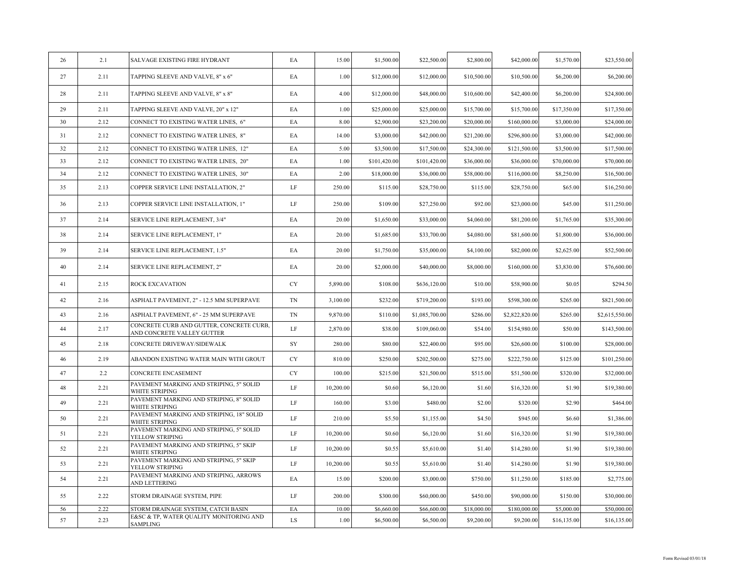| 26 | 2.1 | SALVAGE EXISTING FIRE HYDRANT | EA | 15.00 | $1,500.00 | $22,500.00 | $2,800.00 | $42,000.00 | $1,570.00 | $23,550.00 |
|---|---|---|---|---|---|---|---|---|---|---|
| 27 | 2.11 | TAPPING SLEEVE AND VALVE, 8" x 6" | EA | 1.00 | $12,000.00 | $12,000.00 | $10,500.00 | $10,500.00 | $6,200.00 | $6,200.00 |
| 28 | 2.11 | TAPPING SLEEVE AND VALVE, 8" x 8" | EA | 4.00 | $12,000.00 | $48,000.00 | $10,600.00 | $42,400.00 | $6,200.00 | $24,800.00 |
| 29 | 2.11 | TAPPING SLEEVE AND VALVE, 20" x 12" | EA | 1.00 | $25,000.00 | $25,000.00 | $15,700.00 | $15,700.00 | $17,350.00 | $17,350.00 |
| 30 | 2.12 | CONNECT TO EXISTING WATER LINES, 6" | EA | 8.00 | $2,900.00 | $23,200.00 | $20,000.00 | $160,000.00 | $3,000.00 | $24,000.00 |
| 31 | 2.12 | CONNECT TO EXISTING WATER LINES, 8" | EA | 14.00 | $3,000.00 | $42,000.00 | $21,200.00 | $296,800.00 | $3,000.00 | $42,000.00 |
| 32 | 2.12 | CONNECT TO EXISTING WATER LINES, 12" | EA | 5.00 | $3,500.00 | $17,500.00 | $24,300.00 | $121,500.00 | $3,500.00 | $17,500.00 |
| 33 | 2.12 | CONNECT TO EXISTING WATER LINES, 20" | EA | 1.00 | $101,420.00 | $101,420.00 | $36,000.00 | $36,000.00 | $70,000.00 | $70,000.00 |
| 34 | 2.12 | CONNECT TO EXISTING WATER LINES, 30" | EA | 2.00 | $18,000.00 | $36,000.00 | $58,000.00 | $116,000.00 | $8,250.00 | $16,500.00 |
| 35 | 2.13 | COPPER SERVICE LINE INSTALLATION, 2" | LF | 250.00 | $115.00 | $28,750.00 | $115.00 | $28,750.00 | $65.00 | $16,250.00 |
| 36 | 2.13 | COPPER SERVICE LINE INSTALLATION, 1" | LF | 250.00 | $109.00 | $27,250.00 | $92.00 | $23,000.00 | $45.00 | $11,250.00 |
| 37 | 2.14 | SERVICE LINE REPLACEMENT, 3/4" | EA | 20.00 | $1,650.00 | $33,000.00 | $4,060.00 | $81,200.00 | $1,765.00 | $35,300.00 |
| 38 | 2.14 | SERVICE LINE REPLACEMENT, 1" | EA | 20.00 | $1,685.00 | $33,700.00 | $4,080.00 | $81,600.00 | $1,800.00 | $36,000.00 |
| 39 | 2.14 | SERVICE LINE REPLACEMENT, 1.5" | EA | 20.00 | $1,750.00 | $35,000.00 | $4,100.00 | $82,000.00 | $2,625.00 | $52,500.00 |
| 40 | 2.14 | SERVICE LINE REPLACEMENT, 2" | EA | 20.00 | $2,000.00 | $40,000.00 | $8,000.00 | $160,000.00 | $3,830.00 | $76,600.00 |
| 41 | 2.15 | ROCK EXCAVATION | CY | 5,890.00 | $108.00 | $636,120.00 | $10.00 | $58,900.00 | $0.05 | $294.50 |
| 42 | 2.16 | ASPHALT PAVEMENT, 2" - 12.5 MM SUPERPAVE | TN | 3,100.00 | $232.00 | $719,200.00 | $193.00 | $598,300.00 | $265.00 | $821,500.00 |
| 43 | 2.16 | ASPHALT PAVEMENT, 6" - 25 MM SUPERPAVE | TN | 9,870.00 | $110.00 | $1,085,700.00 | $286.00 | $2,822,820.00 | $265.00 | $2,615,550.00 |
| 44 | 2.17 | CONCRETE CURB AND GUTTER, CONCRETE CURB, AND CONCRETE VALLEY GUTTER | LF | 2,870.00 | $38.00 | $109,060.00 | $54.00 | $154,980.00 | $50.00 | $143,500.00 |
| 45 | 2.18 | CONCRETE DRIVEWAY/SIDEWALK | SY | 280.00 | $80.00 | $22,400.00 | $95.00 | $26,600.00 | $100.00 | $28,000.00 |
| 46 | 2.19 | ABANDON EXISTING WATER MAIN WITH GROUT | CY | 810.00 | $250.00 | $202,500.00 | $275.00 | $222,750.00 | $125.00 | $101,250.00 |
| 47 | 2.2 | CONCRETE ENCASEMENT | CY | 100.00 | $215.00 | $21,500.00 | $515.00 | $51,500.00 | $320.00 | $32,000.00 |
| 48 | 2.21 | PAVEMENT MARKING AND STRIPING, 5" SOLID WHITE STRIPING | LF | 10,200.00 | $0.60 | $6,120.00 | $1.60 | $16,320.00 | $1.90 | $19,380.00 |
| 49 | 2.21 | PAVEMENT MARKING AND STRIPING, 8" SOLID WHITE STRIPING | LF | 160.00 | $3.00 | $480.00 | $2.00 | $320.00 | $2.90 | $464.00 |
| 50 | 2.21 | PAVEMENT MARKING AND STRIPING, 18" SOLID WHITE STRIPING | LF | 210.00 | $5.50 | $1,155.00 | $4.50 | $945.00 | $6.60 | $1,386.00 |
| 51 | 2.21 | PAVEMENT MARKING AND STRIPING, 5" SOLID YELLOW STRIPING | LF | 10,200.00 | $0.60 | $6,120.00 | $1.60 | $16,320.00 | $1.90 | $19,380.00 |
| 52 | 2.21 | PAVEMENT MARKING AND STRIPING, 5" SKIP WHITE STRIPING | LF | 10,200.00 | $0.55 | $5,610.00 | $1.40 | $14,280.00 | $1.90 | $19,380.00 |
| 53 | 2.21 | PAVEMENT MARKING AND STRIPING, 5" SKIP YELLOW STRIPING | LF | 10,200.00 | $0.55 | $5,610.00 | $1.40 | $14,280.00 | $1.90 | $19,380.00 |
| 54 | 2.21 | PAVEMENT MARKING AND STRIPING, ARROWS AND LETTERING | EA | 15.00 | $200.00 | $3,000.00 | $750.00 | $11,250.00 | $185.00 | $2,775.00 |
| 55 | 2.22 | STORM DRAINAGE SYSTEM, PIPE | LF | 200.00 | $300.00 | $60,000.00 | $450.00 | $90,000.00 | $150.00 | $30,000.00 |
| 56 | 2.22 | STORM DRAINAGE SYSTEM, CATCH BASIN | EA | 10.00 | $6,660.00 | $66,600.00 | $18,000.00 | $180,000.00 | $5,000.00 | $50,000.00 |
| 57 | 2.23 | E&SC & TP, WATER QUALITY MONITORING AND SAMPLING | LS | 1.00 | $6,500.00 | $6,500.00 | $9,200.00 | $9,200.00 | $16,135.00 | $16,135.00 |

Form Revised 03/01/18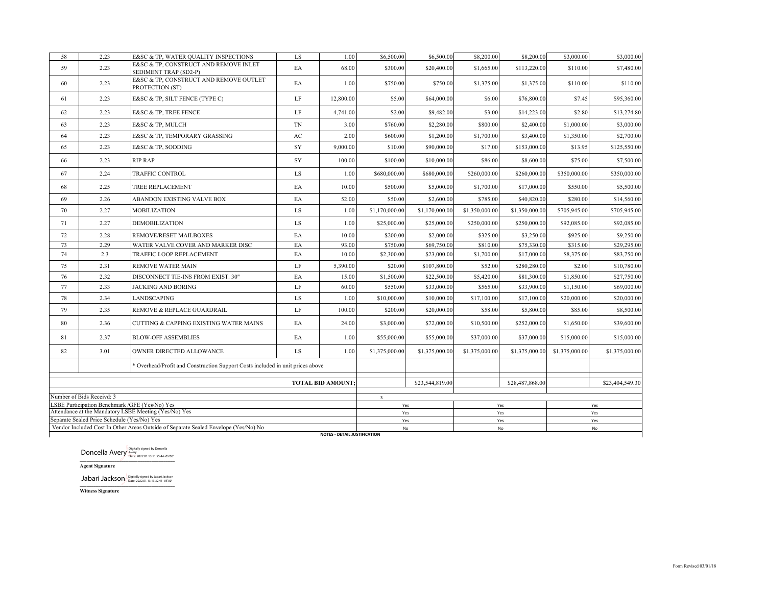| | | | | | | | | | | |
|---|---|---|---|---|---|---|---|---|---|---|
| 58 | 2.23 | E&SC & TP, WATER QUALITY INSPECTIONS | LS | 1.00 | $6,500.00 | $6,500.00 | $8,200.00 | $8,200.00 | $3,000.00 | $3,000.00 |
| 59 | 2.23 | E&SC & TP, CONSTRUCT AND REMOVE INLET SEDIMENT TRAP (SD2-P) | EA | 68.00 | $300.00 | $20,400.00 | $1,665.00 | $113,220.00 | $110.00 | $7,480.00 |
| 60 | 2.23 | E&SC & TP, CONSTRUCT AND REMOVE OUTLET PROTECTION (ST) | EA | 1.00 | $750.00 | $750.00 | $1,375.00 | $1,375.00 | $110.00 | $110.00 |
| 61 | 2.23 | E&SC & TP, SILT FENCE (TYPE C) | LF | 12,800.00 | $5.00 | $64,000.00 | $6.00 | $76,800.00 | $7.45 | $95,360.00 |
| 62 | 2.23 | E&SC & TP, TREE FENCE | LF | 4,741.00 | $2.00 | $9,482.00 | $3.00 | $14,223.00 | $2.80 | $13,274.80 |
| 63 | 2.23 | E&SC & TP, MULCH | TN | 3.00 | $760.00 | $2,280.00 | $800.00 | $2,400.00 | $1,000.00 | $3,000.00 |
| 64 | 2.23 | E&SC & TP, TEMPORARY GRASSING | AC | 2.00 | $600.00 | $1,200.00 | $1,700.00 | $3,400.00 | $1,350.00 | $2,700.00 |
| 65 | 2.23 | E&SC & TP, SODDING | SY | 9,000.00 | $10.00 | $90,000.00 | $17.00 | $153,000.00 | $13.95 | $125,550.00 |
| 66 | 2.23 | RIP RAP | SY | 100.00 | $100.00 | $10,000.00 | $86.00 | $8,600.00 | $75.00 | $7,500.00 |
| 67 | 2.24 | TRAFFIC CONTROL | LS | 1.00 | $680,000.00 | $680,000.00 | $260,000.00 | $260,000.00 | $350,000.00 | $350,000.00 |
| 68 | 2.25 | TREE REPLACEMENT | EA | 10.00 | $500.00 | $5,000.00 | $1,700.00 | $17,000.00 | $550.00 | $5,500.00 |
| 69 | 2.26 | ABANDON EXISTING VALVE BOX | EA | 52.00 | $50.00 | $2,600.00 | $785.00 | $40,820.00 | $280.00 | $14,560.00 |
| 70 | 2.27 | MOBILIZATION | LS | 1.00 | $1,170,000.00 | $1,170,000.00 | $1,350,000.00 | $1,350,000.00 | $705,945.00 | $705,945.00 |
| 71 | 2.27 | DEMOBILIZATION | LS | 1.00 | $25,000.00 | $25,000.00 | $250,000.00 | $250,000.00 | $92,085.00 | $92,085.00 |
| 72 | 2.28 | REMOVE/RESET MAILBOXES | EA | 10.00 | $200.00 | $2,000.00 | $325.00 | $3,250.00 | $925.00 | $9,250.00 |
| 73 | 2.29 | WATER VALVE COVER AND MARKER DISC | EA | 93.00 | $750.00 | $69,750.00 | $810.00 | $75,330.00 | $315.00 | $29,295.00 |
| 74 | 2.3 | TRAFFIC LOOP REPLACEMENT | EA | 10.00 | $2,300.00 | $23,000.00 | $1,700.00 | $17,000.00 | $8,375.00 | $83,750.00 |
| 75 | 2.31 | REMOVE WATER MAIN | LF | 5,390.00 | $20.00 | $107,800.00 | $52.00 | $280,280.00 | $2.00 | $10,780.00 |
| 76 | 2.32 | DISCONNECT TIE-INS FROM EXIST. 30" | EA | 15.00 | $1,500.00 | $22,500.00 | $5,420.00 | $81,300.00 | $1,850.00 | $27,750.00 |
| 77 | 2.33 | JACKING AND BORING | LF | 60.00 | $550.00 | $33,000.00 | $565.00 | $33,900.00 | $1,150.00 | $69,000.00 |
| 78 | 2.34 | LANDSCAPING | LS | 1.00 | $10,000.00 | $10,000.00 | $17,100.00 | $17,100.00 | $20,000.00 | $20,000.00 |
| 79 | 2.35 | REMOVE & REPLACE GUARDRAIL | LF | 100.00 | $200.00 | $20,000.00 | $58.00 | $5,800.00 | $85.00 | $8,500.00 |
| 80 | 2.36 | CUTTING & CAPPING EXISTING WATER MAINS | EA | 24.00 | $3,000.00 | $72,000.00 | $10,500.00 | $252,000.00 | $1,650.00 | $39,600.00 |
| 81 | 2.37 | BLOW-OFF ASSEMBLIES | EA | 1.00 | $55,000.00 | $55,000.00 | $37,000.00 | $37,000.00 | $15,000.00 | $15,000.00 |
| 82 | 3.01 | OWNER DIRECTED ALLOWANCE | LS | 1.00 | $1,375,000.00 | $1,375,000.00 | $1,375,000.00 | $1,375,000.00 | $1,375,000.00 | $1,375,000.00 |
| | | * Overhead/Profit and Construction Support Costs included in unit prices above | | | | | | | | |
| | | | | TOTAL BID AMOUNT; | | $23,544,819.00 | | $28,487,868.00 | | $23,404,549.30 |

| | | | |
|---|---|---|---|
| Number of Bids Receivd: 3 | 3 | | |
| LSBE Participation Benchmark /GFE (Yes/No) Yes | Yes | Yes | Yes |
| Attendance at the Mandatory LSBE Meeting (Yes/No) Yes | Yes | Yes | Yes |
| Separate Sealed Price Schedule (Yes/No) Yes | Yes | Yes | Yes |
| Vendor Included Cost In Other Areas Outside of Separate Sealed Envelope (Yes/No) No | No | No | No |

**NOTES - DETAIL JUSTIFICATION**

Doncella Avery — Digitally signed by Doncella Avery Date: 2022.01.13 11:55:44 -05'00'

**Agent Signature**

Jabari Jackson — Digitally signed by Jabari Jackson Date: 2022.01.13 13:32:41 -05'00'

**Witness Signature**

Form Revised 03/01/18